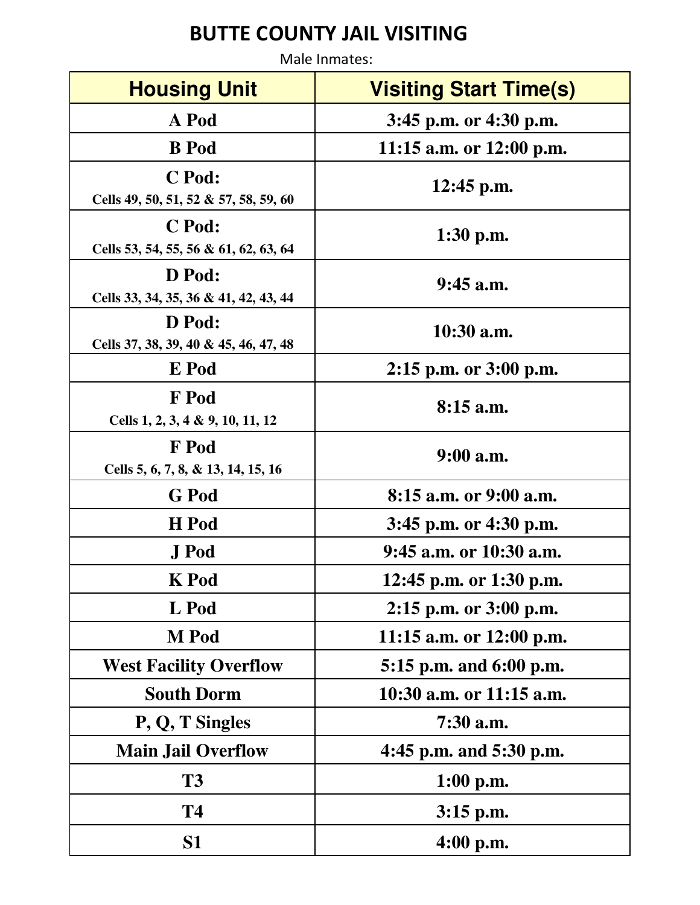# BUTTE COUNTY JAIL VISITING

Male Inmates:

| Housing Unit | Visiting Start Time(s) |
|---|---|
| **A Pod** | **3:45 p.m. or 4:30 p.m.** |
| **B Pod** | **11:15 a.m. or 12:00 p.m.** |
| **C Pod:** Cells 49, 50, 51, 52 & 57, 58, 59, 60 | **12:45 p.m.** |
| **C Pod:** Cells 53, 54, 55, 56 & 61, 62, 63, 64 | **1:30 p.m.** |
| **D Pod:** Cells 33, 34, 35, 36 & 41, 42, 43, 44 | **9:45 a.m.** |
| **D Pod:** Cells 37, 38, 39, 40 & 45, 46, 47, 48 | **10:30 a.m.** |
| **E Pod** | **2:15 p.m. or 3:00 p.m.** |
| **F Pod** Cells 1, 2, 3, 4 & 9, 10, 11, 12 | **8:15 a.m.** |
| **F Pod** Cells 5, 6, 7, 8, & 13, 14, 15, 16 | **9:00 a.m.** |
| **G Pod** | **8:15 a.m. or 9:00 a.m.** |
| **H Pod** | **3:45 p.m. or 4:30 p.m.** |
| **J Pod** | **9:45 a.m. or 10:30 a.m.** |
| **K Pod** | **12:45 p.m. or 1:30 p.m.** |
| **L Pod** | **2:15 p.m. or 3:00 p.m.** |
| **M Pod** | **11:15 a.m. or 12:00 p.m.** |
| **West Facility Overflow** | **5:15 p.m. and 6:00 p.m.** |
| **South Dorm** | **10:30 a.m. or 11:15 a.m.** |
| **P, Q, T Singles** | **7:30 a.m.** |
| **Main Jail Overflow** | **4:45 p.m. and 5:30 p.m.** |
| **T3** | **1:00 p.m.** |
| **T4** | **3:15 p.m.** |
| **S1** | **4:00 p.m.** |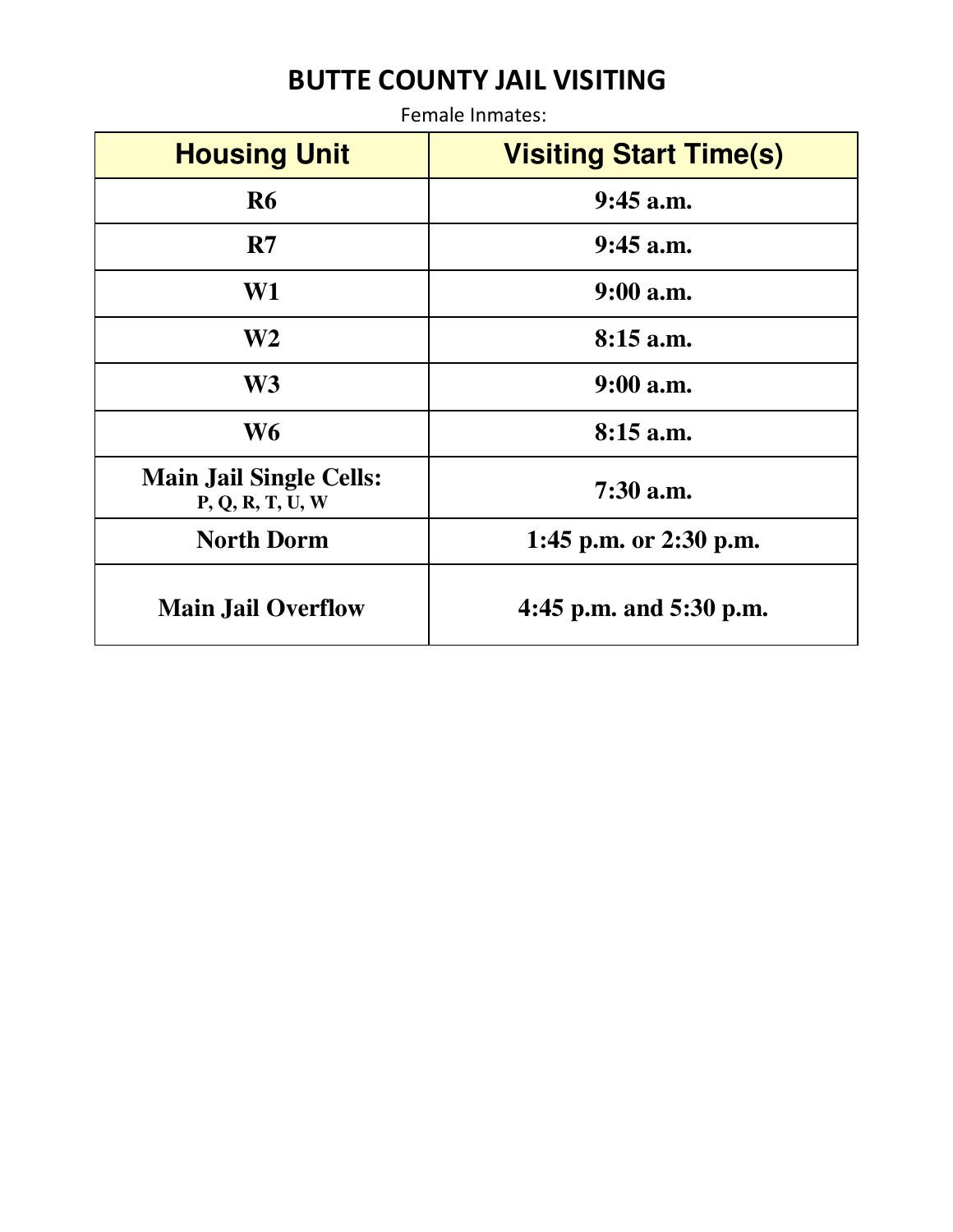# BUTTE COUNTY JAIL VISITING

Female Inmates:

| Housing Unit | Visiting Start Time(s) |
|---|---|
| **R6** | **9:45 a.m.** |
| **R7** | **9:45 a.m.** |
| **W1** | **9:00 a.m.** |
| **W2** | **8:15 a.m.** |
| **W3** | **9:00 a.m.** |
| **W6** | **8:15 a.m.** |
| **Main Jail Single Cells:** P, Q, R, T, U, W | **7:30 a.m.** |
| **North Dorm** | **1:45 p.m. or 2:30 p.m.** |
| **Main Jail Overflow** | **4:45 p.m. and 5:30 p.m.** |